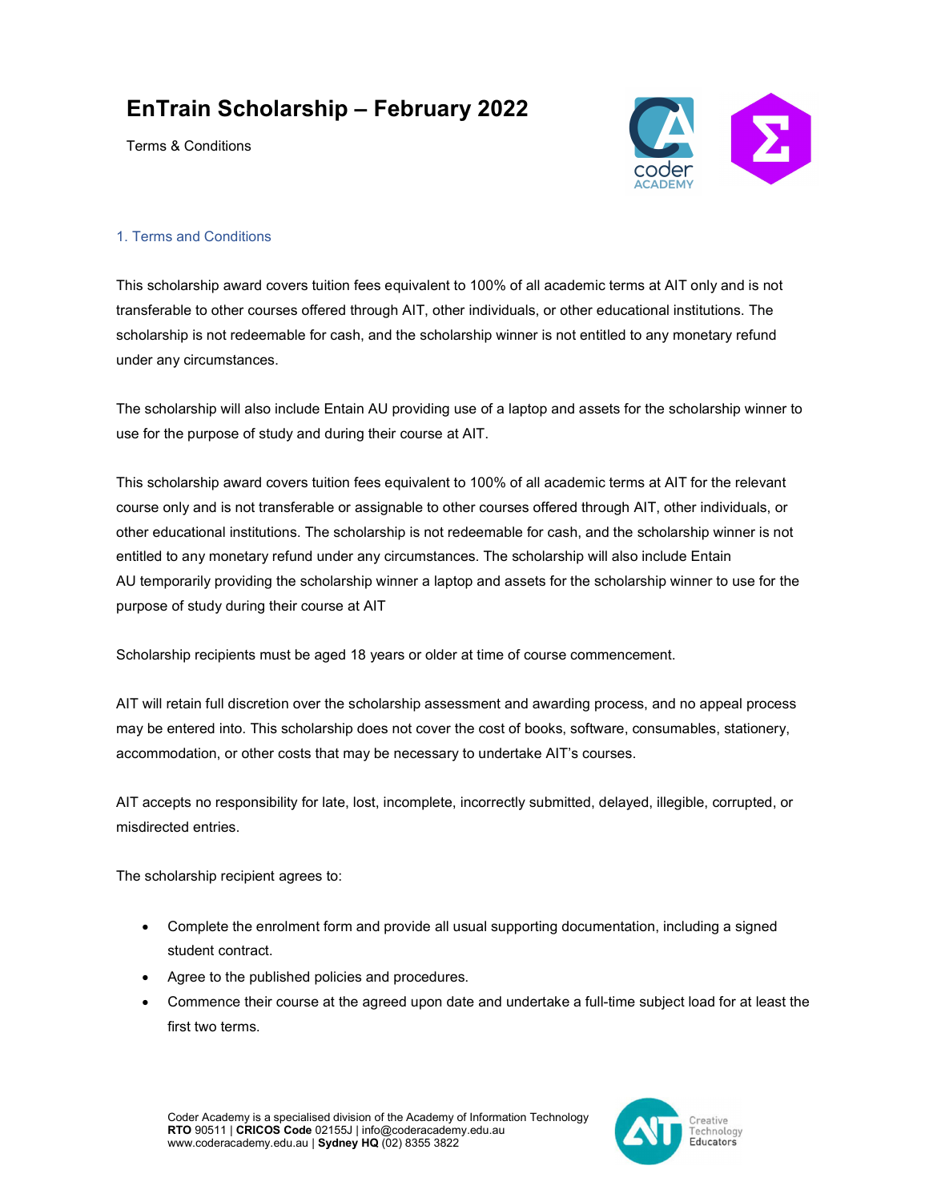# EnTrain Scholarship – February 2022

Terms & Conditions

## 1. Terms and Conditions

This scholarship award covers tuition fees equivalent to 100% of all academic terms at AIT only and is not transferable to other courses offered through AIT, other individuals, or other educational institutions. The scholarship is not redeemable for cash, and the scholarship winner is not entitled to any monetary refund under any circumstances.

The scholarship will also include Entain AU providing use of a laptop and assets for the scholarship winner to use for the purpose of study and during their course at AIT.

This scholarship award covers tuition fees equivalent to 100% of all academic terms at AIT for the relevant course only and is not transferable or assignable to other courses offered through AIT, other individuals, or other educational institutions. The scholarship is not redeemable for cash, and the scholarship winner is not entitled to any monetary refund under any circumstances. The scholarship will also include Entain AU temporarily providing the scholarship winner a laptop and assets for the scholarship winner to use for the purpose of study during their course at AIT

Scholarship recipients must be aged 18 years or older at time of course commencement.

AIT will retain full discretion over the scholarship assessment and awarding process, and no appeal process may be entered into. This scholarship does not cover the cost of books, software, consumables, stationery, accommodation, or other costs that may be necessary to undertake AIT's courses.

AIT accepts no responsibility for late, lost, incomplete, incorrectly submitted, delayed, illegible, corrupted, or misdirected entries.

The scholarship recipient agrees to:

- Complete the enrolment form and provide all usual supporting documentation, including a signed student contract.
- Agree to the published policies and procedures.
- Commence their course at the agreed upon date and undertake a full-time subject load for at least the first two terms.

Coder Academy is a specialised division of the Academy of Information Technology
**RTO** 90511 | **CRICOS Code** 02155J | info@coderacademy.edu.au
www.coderacademy.edu.au | **Sydney HQ** (02) 8355 3822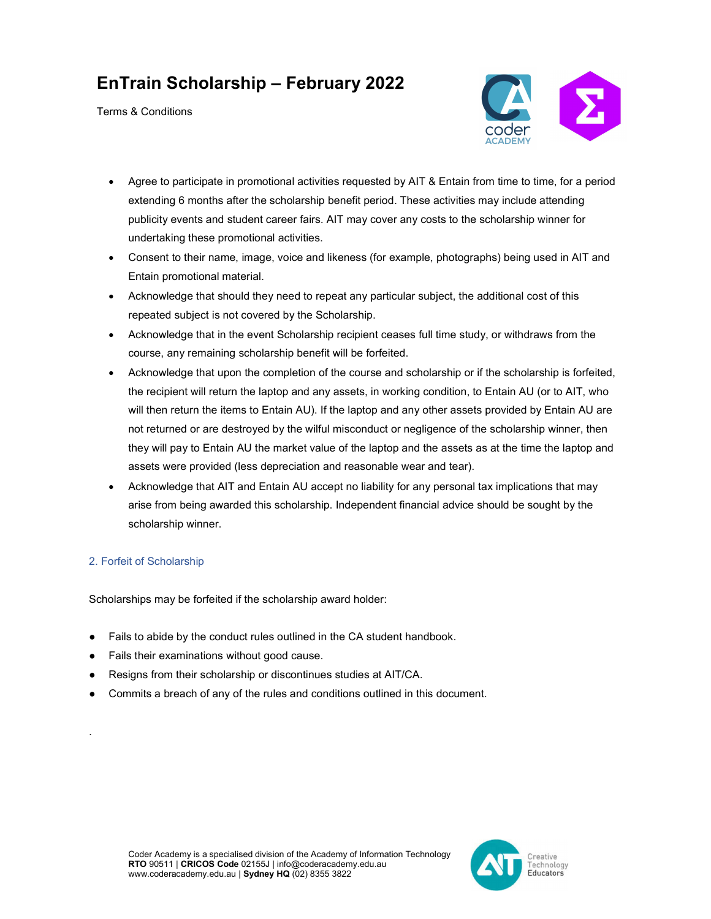- Agree to participate in promotional activities requested by AIT & Entain from time to time, for a period extending 6 months after the scholarship benefit period. These activities may include attending publicity events and student career fairs. AIT may cover any costs to the scholarship winner for undertaking these promotional activities.
- Consent to their name, image, voice and likeness (for example, photographs) being used in AIT and Entain promotional material.
- Acknowledge that should they need to repeat any particular subject, the additional cost of this repeated subject is not covered by the Scholarship.
- Acknowledge that in the event Scholarship recipient ceases full time study, or withdraws from the course, any remaining scholarship benefit will be forfeited.
- Acknowledge that upon the completion of the course and scholarship or if the scholarship is forfeited, the recipient will return the laptop and any assets, in working condition, to Entain AU (or to AIT, who will then return the items to Entain AU). If the laptop and any other assets provided by Entain AU are not returned or are destroyed by the wilful misconduct or negligence of the scholarship winner, then they will pay to Entain AU the market value of the laptop and the assets as at the time the laptop and assets were provided (less depreciation and reasonable wear and tear).
- Acknowledge that AIT and Entain AU accept no liability for any personal tax implications that may arise from being awarded this scholarship. Independent financial advice should be sought by the scholarship winner.

## 2. Forfeit of Scholarship

Scholarships may be forfeited if the scholarship award holder:

- Fails to abide by the conduct rules outlined in the CA student handbook.
- Fails their examinations without good cause.
- Resigns from their scholarship or discontinues studies at AIT/CA.
- Commits a breach of any of the rules and conditions outlined in this document.